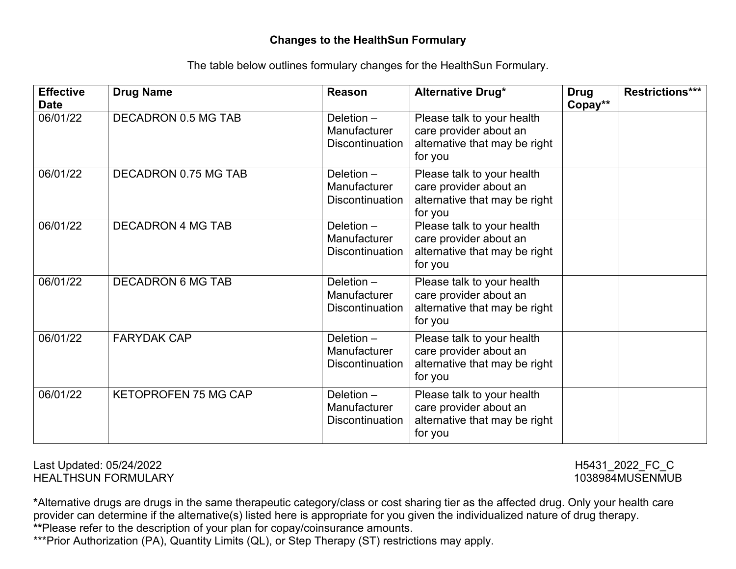# Changes to the HealthSun Formulary

The table below outlines formulary changes for the HealthSun Formulary.

| Effective Date | Drug Name | Reason | Alternative Drug* | Drug Copay** | Restrictions*** |
|---|---|---|---|---|---|
| 06/01/22 | DECADRON 0.5 MG TAB | Deletion – Manufacturer Discontinuation | Please talk to your health care provider about an alternative that may be right for you | | |
| 06/01/22 | DECADRON 0.75 MG TAB | Deletion – Manufacturer Discontinuation | Please talk to your health care provider about an alternative that may be right for you | | |
| 06/01/22 | DECADRON 4 MG TAB | Deletion – Manufacturer Discontinuation | Please talk to your health care provider about an alternative that may be right for you | | |
| 06/01/22 | DECADRON 6 MG TAB | Deletion – Manufacturer Discontinuation | Please talk to your health care provider about an alternative that may be right for you | | |
| 06/01/22 | FARYDAK CAP | Deletion – Manufacturer Discontinuation | Please talk to your health care provider about an alternative that may be right for you | | |
| 06/01/22 | KETOPROFEN 75 MG CAP | Deletion – Manufacturer Discontinuation | Please talk to your health care provider about an alternative that may be right for you | | |

Last Updated: 05/24/2022
HEALTHSUN FORMULARY

H5431_2022_FC_C
1038984MUSENMUB

***Alternative drugs are drugs in the same therapeutic category/class or cost sharing tier as the affected drug. Only your health care provider can determine if the alternative(s) listed here is appropriate for you given the individualized nature of drug therapy.**
****Please refer to the description of your plan for copay/coinsurance amounts.**
***Prior Authorization (PA), Quantity Limits (QL), or Step Therapy (ST) restrictions may apply.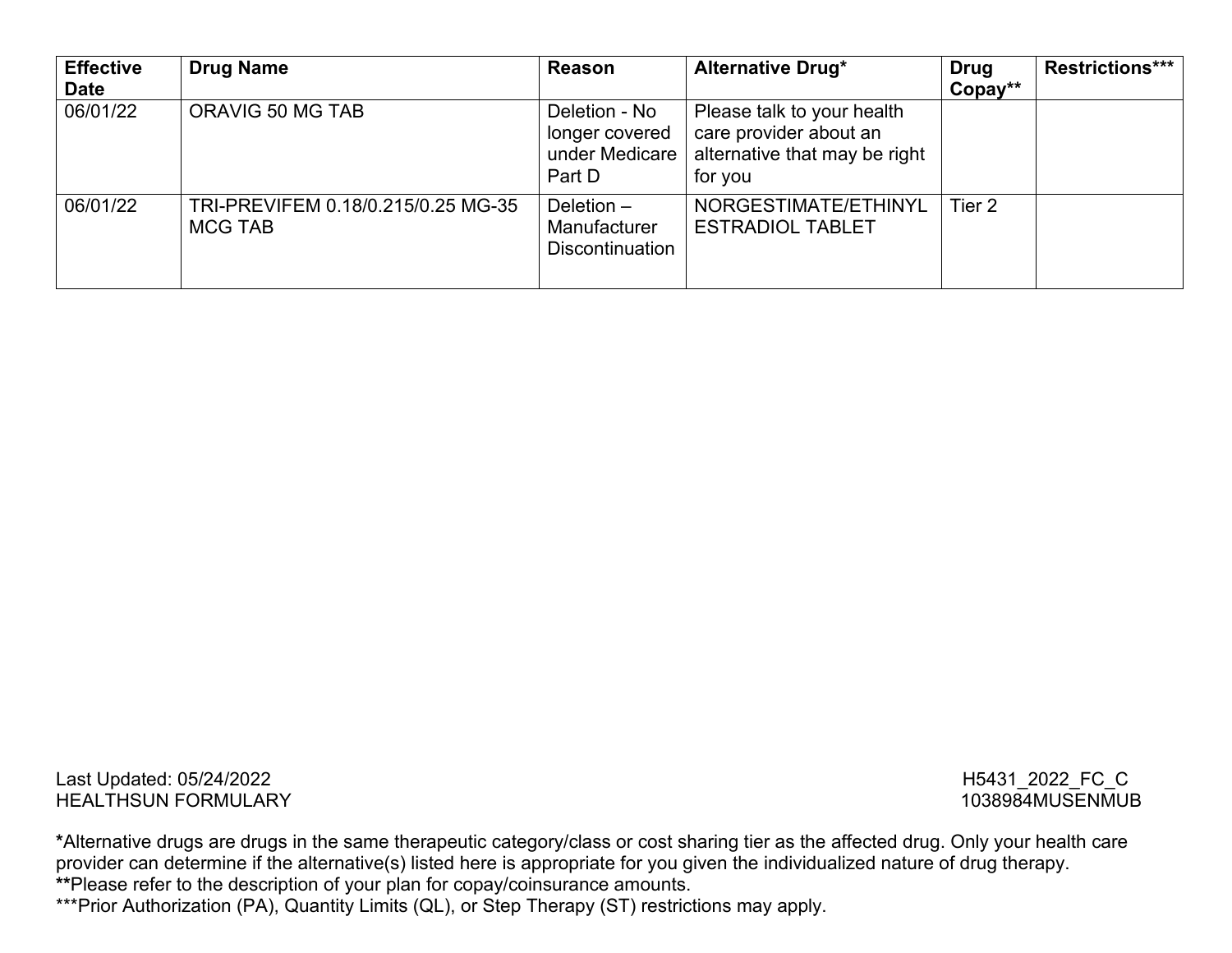| Effective Date | Drug Name | Reason | Alternative Drug* | Drug Copay** | Restrictions*** |
|---|---|---|---|---|---|
| 06/01/22 | ORAVIG 50 MG TAB | Deletion - No longer covered under Medicare Part D | Please talk to your health care provider about an alternative that may be right for you | | |
| 06/01/22 | TRI-PREVIFEM 0.18/0.215/0.25 MG-35 MCG TAB | Deletion – Manufacturer Discontinuation | NORGESTIMATE/ETHINYL ESTRADIOL TABLET | Tier 2 | |

Last Updated: 05/24/2022
HEALTHSUN FORMULARY

H5431_2022_FC_C
1038984MUSENMUB

***Alternative drugs are drugs in the same therapeutic category/class or cost sharing tier as the affected drug. Only your health care provider can determine if the alternative(s) listed here is appropriate for you given the individualized nature of drug therapy.
****Please refer to the description of your plan for copay/coinsurance amounts.
***Prior Authorization (PA), Quantity Limits (QL), or Step Therapy (ST) restrictions may apply.